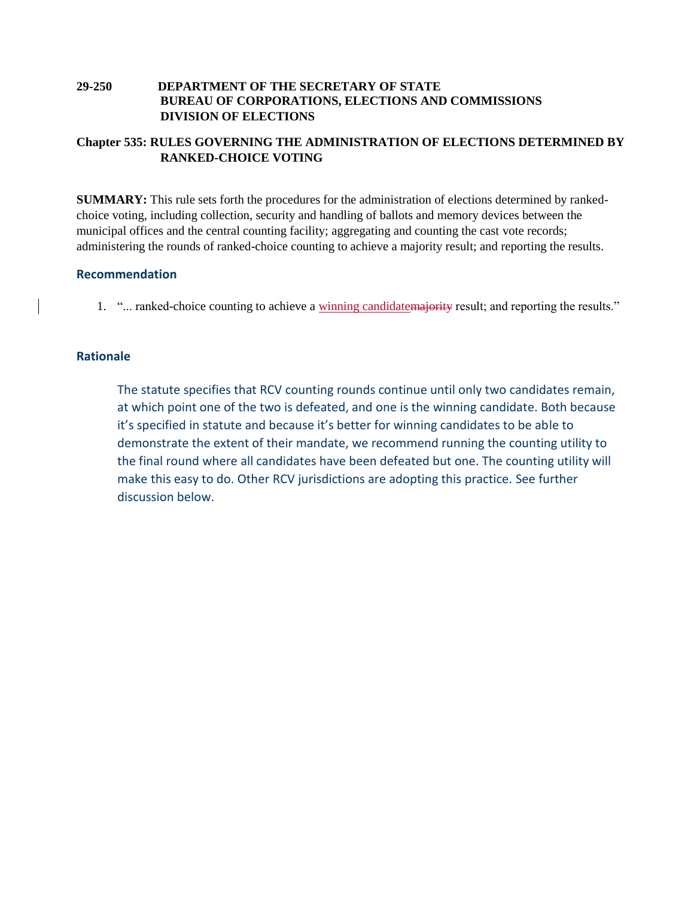**29-250 DEPARTMENT OF THE SECRETARY OF STATE**
**BUREAU OF CORPORATIONS, ELECTIONS AND COMMISSIONS**
**DIVISION OF ELECTIONS**

**Chapter 535: RULES GOVERNING THE ADMINISTRATION OF ELECTIONS DETERMINED BY RANKED-CHOICE VOTING**

**SUMMARY:** This rule sets forth the procedures for the administration of elections determined by ranked-choice voting, including collection, security and handling of ballots and memory devices between the municipal offices and the central counting facility; aggregating and counting the cast vote records; administering the rounds of ranked-choice counting to achieve a majority result; and reporting the results.

### Recommendation

1. "... ranked-choice counting to achieve a <ins>winning candidate</ins>~~majority~~ result; and reporting the results."

### Rationale

The statute specifies that RCV counting rounds continue until only two candidates remain, at which point one of the two is defeated, and one is the winning candidate. Both because it's specified in statute and because it's better for winning candidates to be able to demonstrate the extent of their mandate, we recommend running the counting utility to the final round where all candidates have been defeated but one. The counting utility will make this easy to do. Other RCV jurisdictions are adopting this practice. See further discussion below.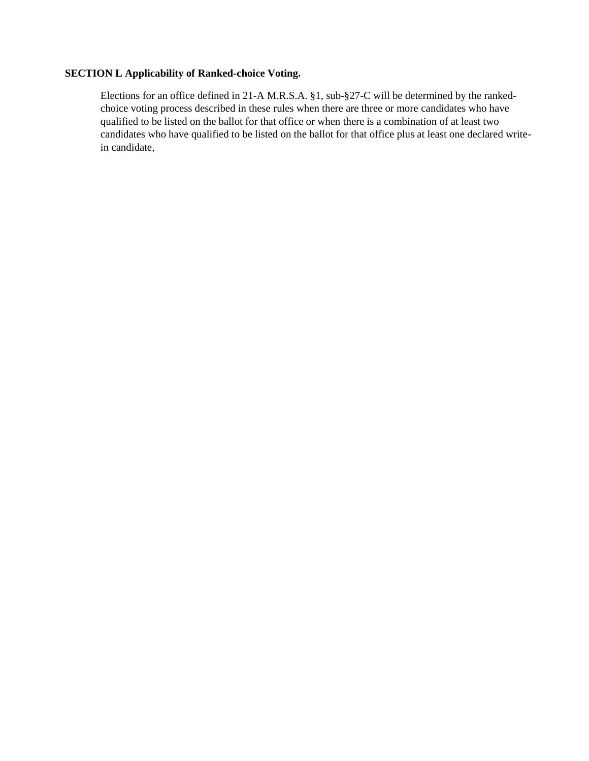**SECTION L Applicability of Ranked-choice Voting.**

Elections for an office defined in 21-A M.R.S.A. §1, sub-§27-C will be determined by the ranked-choice voting process described in these rules when there are three or more candidates who have qualified to be listed on the ballot for that office or when there is a combination of at least two candidates who have qualified to be listed on the ballot for that office plus at least one declared write-in candidate,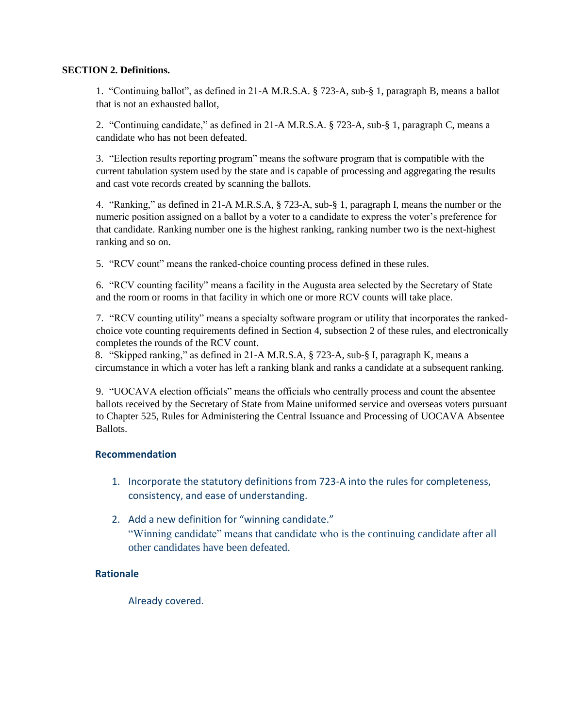**SECTION 2. Definitions.**

1. "Continuing ballot", as defined in 21-A M.R.S.A. § 723-A, sub-§ 1, paragraph B, means a ballot that is not an exhausted ballot,

2. "Continuing candidate," as defined in 21-A M.R.S.A. § 723-A, sub-§ 1, paragraph C, means a candidate who has not been defeated.

3. "Election results reporting program" means the software program that is compatible with the current tabulation system used by the state and is capable of processing and aggregating the results and cast vote records created by scanning the ballots.

4. "Ranking," as defined in 21-A M.R.S.A, § 723-A, sub-§ 1, paragraph I, means the number or the numeric position assigned on a ballot by a voter to a candidate to express the voter's preference for that candidate. Ranking number one is the highest ranking, ranking number two is the next-highest ranking and so on.

5. "RCV count" means the ranked-choice counting process defined in these rules.

6. "RCV counting facility" means a facility in the Augusta area selected by the Secretary of State and the room or rooms in that facility in which one or more RCV counts will take place.

7. "RCV counting utility" means a specialty software program or utility that incorporates the ranked-choice vote counting requirements defined in Section 4, subsection 2 of these rules, and electronically completes the rounds of the RCV count.

8. "Skipped ranking," as defined in 21-A M.R.S.A, § 723-A, sub-§ I, paragraph K, means a circumstance in which a voter has left a ranking blank and ranks a candidate at a subsequent ranking.

9. "UOCAVA election officials" means the officials who centrally process and count the absentee ballots received by the Secretary of State from Maine uniformed service and overseas voters pursuant to Chapter 525, Rules for Administering the Central Issuance and Processing of UOCAVA Absentee Ballots.

### Recommendation

1. Incorporate the statutory definitions from 723-A into the rules for completeness, consistency, and ease of understanding.

2. Add a new definition for "winning candidate."
   "Winning candidate" means that candidate who is the continuing candidate after all other candidates have been defeated.

### Rationale

Already covered.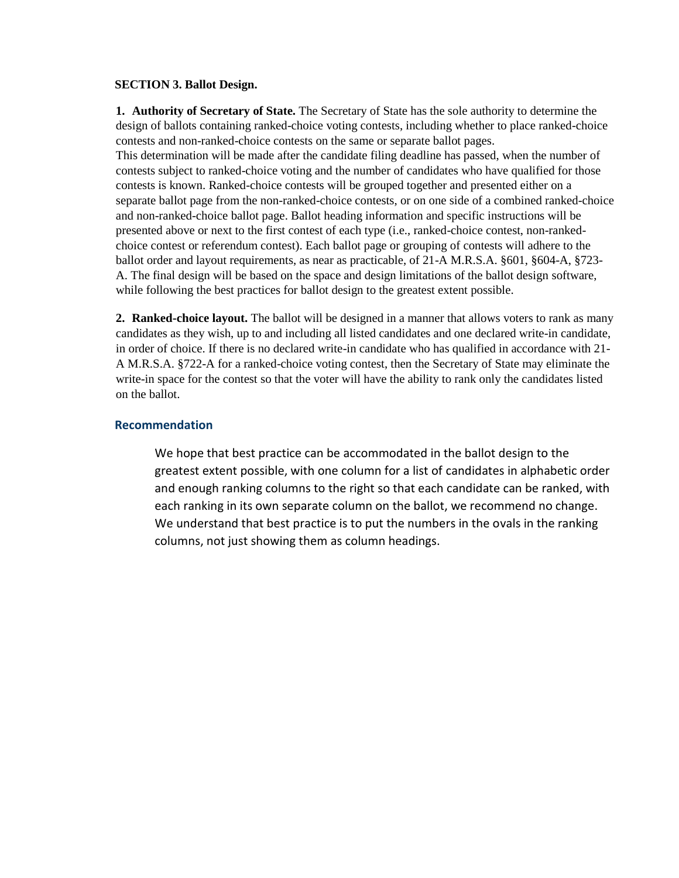**SECTION 3. Ballot Design.**

**1. Authority of Secretary of State.** The Secretary of State has the sole authority to determine the design of ballots containing ranked-choice voting contests, including whether to place ranked-choice contests and non-ranked-choice contests on the same or separate ballot pages.
This determination will be made after the candidate filing deadline has passed, when the number of contests subject to ranked-choice voting and the number of candidates who have qualified for those contests is known. Ranked-choice contests will be grouped together and presented either on a separate ballot page from the non-ranked-choice contests, or on one side of a combined ranked-choice and non-ranked-choice ballot page. Ballot heading information and specific instructions will be presented above or next to the first contest of each type (i.e., ranked-choice contest, non-ranked-choice contest or referendum contest). Each ballot page or grouping of contests will adhere to the ballot order and layout requirements, as near as practicable, of 21-A M.R.S.A. §601, §604-A, §723-A. The final design will be based on the space and design limitations of the ballot design software, while following the best practices for ballot design to the greatest extent possible.

**2. Ranked-choice layout.** The ballot will be designed in a manner that allows voters to rank as many candidates as they wish, up to and including all listed candidates and one declared write-in candidate, in order of choice. If there is no declared write-in candidate who has qualified in accordance with 21-A M.R.S.A. §722-A for a ranked-choice voting contest, then the Secretary of State may eliminate the write-in space for the contest so that the voter will have the ability to rank only the candidates listed on the ballot.

### Recommendation

We hope that best practice can be accommodated in the ballot design to the greatest extent possible, with one column for a list of candidates in alphabetic order and enough ranking columns to the right so that each candidate can be ranked, with each ranking in its own separate column on the ballot, we recommend no change. We understand that best practice is to put the numbers in the ovals in the ranking columns, not just showing them as column headings.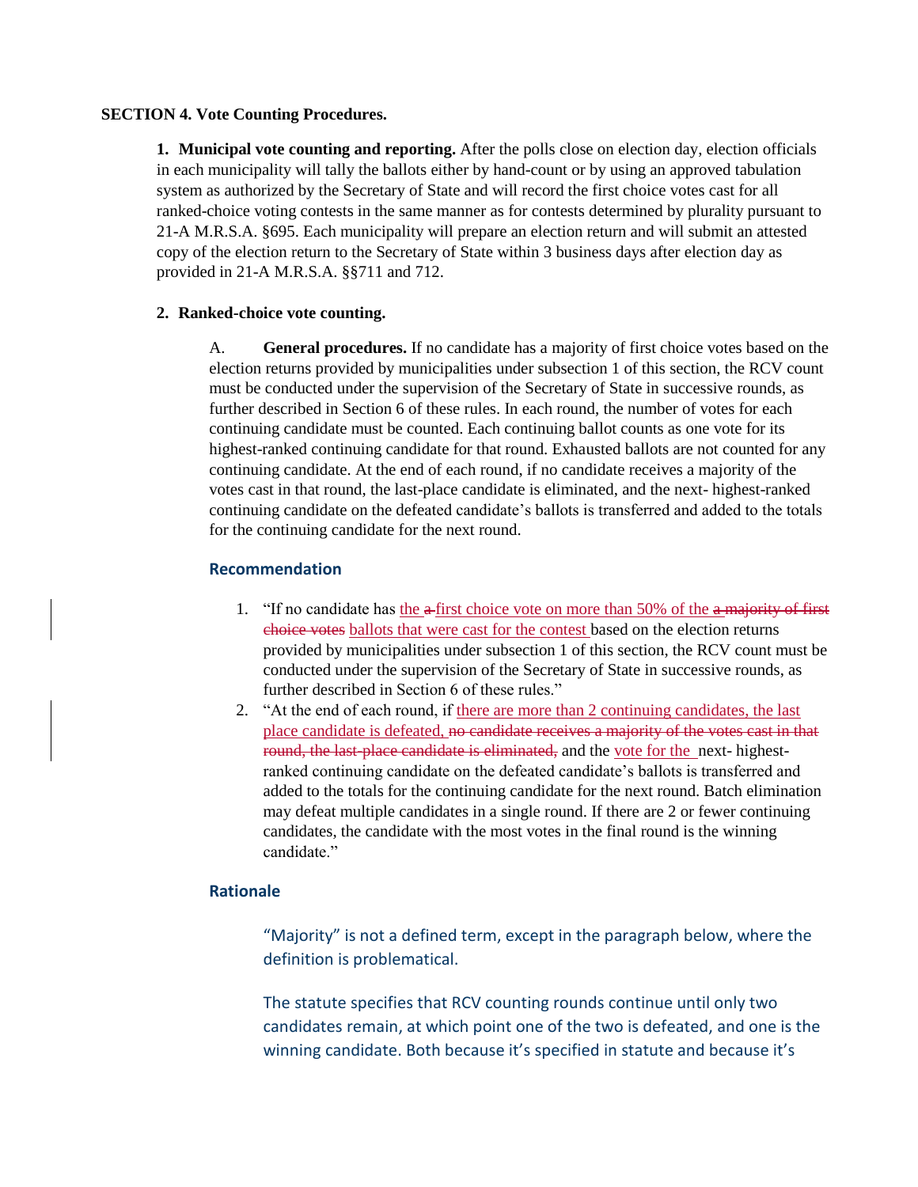**SECTION 4. Vote Counting Procedures.**

**1. Municipal vote counting and reporting.** After the polls close on election day, election officials in each municipality will tally the ballots either by hand-count or by using an approved tabulation system as authorized by the Secretary of State and will record the first choice votes cast for all ranked-choice voting contests in the same manner as for contests determined by plurality pursuant to 21-A M.R.S.A. §695. Each municipality will prepare an election return and will submit an attested copy of the election return to the Secretary of State within 3 business days after election day as provided in 21-A M.R.S.A. §§711 and 712.

**2. Ranked-choice vote counting.**

A. **General procedures.** If no candidate has a majority of first choice votes based on the election returns provided by municipalities under subsection 1 of this section, the RCV count must be conducted under the supervision of the Secretary of State in successive rounds, as further described in Section 6 of these rules. In each round, the number of votes for each continuing candidate must be counted. Each continuing ballot counts as one vote for its highest-ranked continuing candidate for that round. Exhausted ballots are not counted for any continuing candidate. At the end of each round, if no candidate receives a majority of the votes cast in that round, the last-place candidate is eliminated, and the next- highest-ranked continuing candidate on the defeated candidate's ballots is transferred and added to the totals for the continuing candidate for the next round.

### Recommendation

1. "If no candidate has <u>the</u> ~~a~~ <u>first choice vote on more than 50% of the</u> ~~a majority of first choice votes~~ <u>ballots that were cast for the contest</u> based on the election returns provided by municipalities under subsection 1 of this section, the RCV count must be conducted under the supervision of the Secretary of State in successive rounds, as further described in Section 6 of these rules."
2. "At the end of each round, if <u>there are more than 2 continuing candidates, the last place candidate is defeated,</u> ~~no candidate receives a majority of the votes cast in that round, the last-place candidate is eliminated,~~ and the <u>vote for the</u> next- highest-ranked continuing candidate on the defeated candidate's ballots is transferred and added to the totals for the continuing candidate for the next round. Batch elimination may defeat multiple candidates in a single round. If there are 2 or fewer continuing candidates, the candidate with the most votes in the final round is the winning candidate."

### Rationale

"Majority" is not a defined term, except in the paragraph below, where the definition is problematical.

The statute specifies that RCV counting rounds continue until only two candidates remain, at which point one of the two is defeated, and one is the winning candidate. Both because it's specified in statute and because it's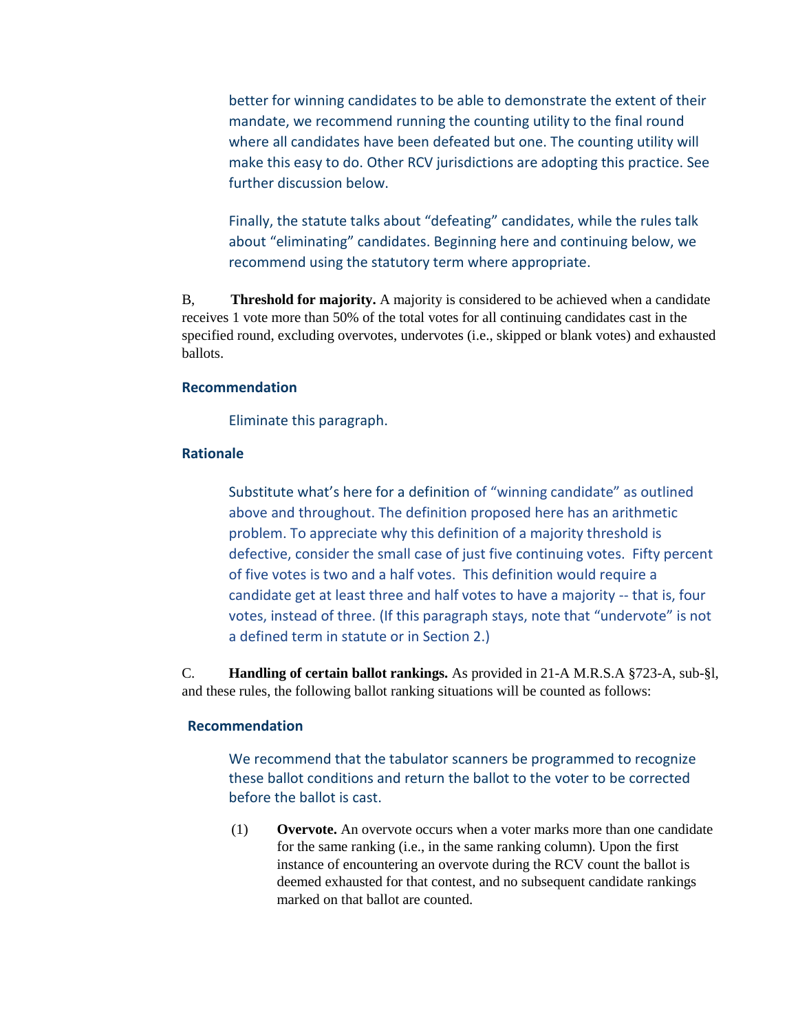better for winning candidates to be able to demonstrate the extent of their mandate, we recommend running the counting utility to the final round where all candidates have been defeated but one. The counting utility will make this easy to do. Other RCV jurisdictions are adopting this practice. See further discussion below.

Finally, the statute talks about "defeating" candidates, while the rules talk about "eliminating" candidates. Beginning here and continuing below, we recommend using the statutory term where appropriate.

B, **Threshold for majority.** A majority is considered to be achieved when a candidate receives 1 vote more than 50% of the total votes for all continuing candidates cast in the specified round, excluding overvotes, undervotes (i.e., skipped or blank votes) and exhausted ballots.

**Recommendation**

Eliminate this paragraph.

**Rationale**

Substitute what's here for a definition of "winning candidate" as outlined above and throughout. The definition proposed here has an arithmetic problem. To appreciate why this definition of a majority threshold is defective, consider the small case of just five continuing votes. Fifty percent of five votes is two and a half votes. This definition would require a candidate get at least three and half votes to have a majority -- that is, four votes, instead of three. (If this paragraph stays, note that "undervote" is not a defined term in statute or in Section 2.)

C. **Handling of certain ballot rankings.** As provided in 21-A M.R.S.A §723-A, sub-§l, and these rules, the following ballot ranking situations will be counted as follows:

**Recommendation**

We recommend that the tabulator scanners be programmed to recognize these ballot conditions and return the ballot to the voter to be corrected before the ballot is cast.

(1) **Overvote.** An overvote occurs when a voter marks more than one candidate for the same ranking (i.e., in the same ranking column). Upon the first instance of encountering an overvote during the RCV count the ballot is deemed exhausted for that contest, and no subsequent candidate rankings marked on that ballot are counted.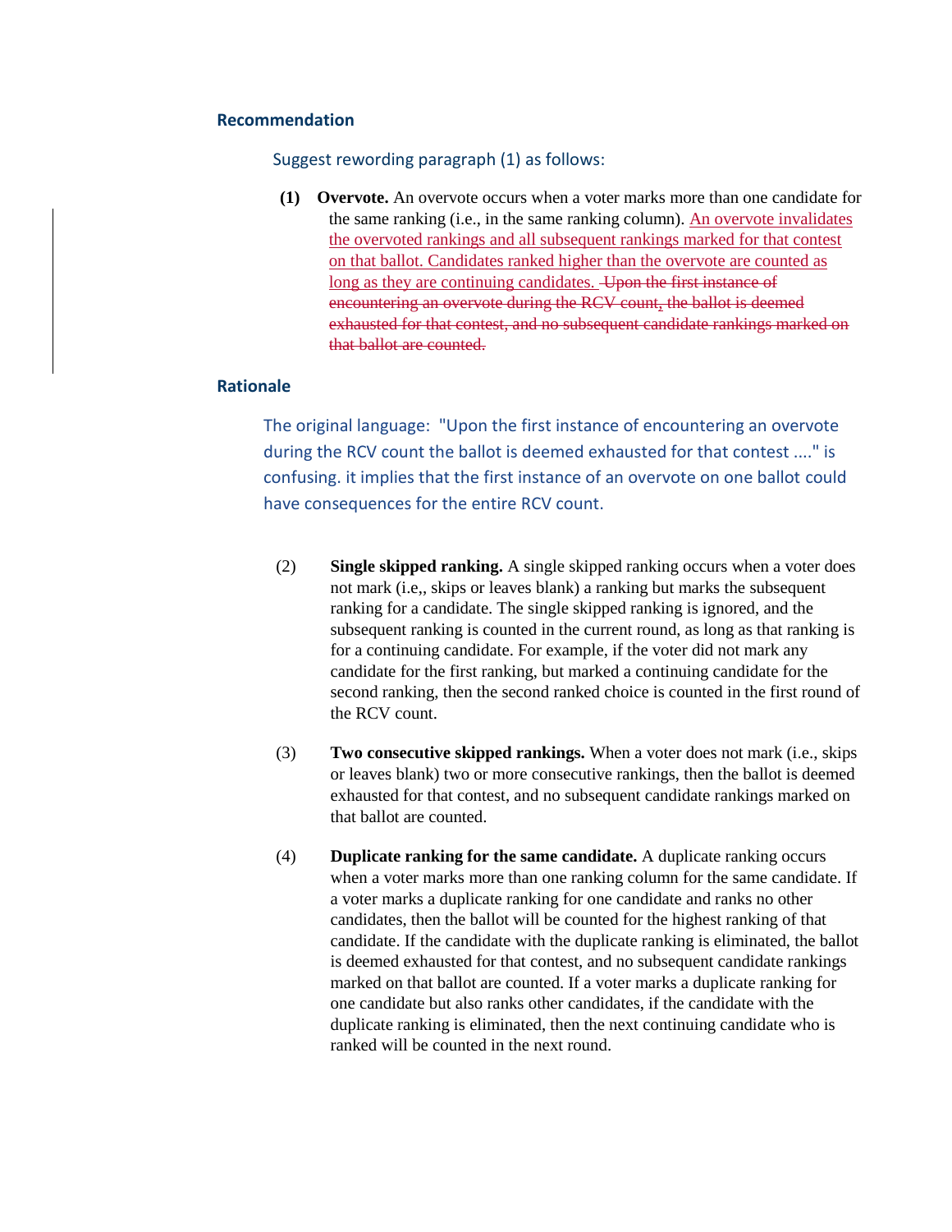### Recommendation

Suggest rewording paragraph (1) as follows:

**(1) Overvote.** An overvote occurs when a voter marks more than one candidate for the same ranking (i.e., in the same ranking column). An overvote invalidates the overvoted rankings and all subsequent rankings marked for that contest on that ballot. Candidates ranked higher than the overvote are counted as long as they are continuing candidates. ~~Upon the first instance of encountering an overvote during the RCV count, the ballot is deemed exhausted for that contest, and no subsequent candidate rankings marked on that ballot are counted.~~

### Rationale

The original language: "Upon the first instance of encountering an overvote during the RCV count the ballot is deemed exhausted for that contest ...." is confusing. it implies that the first instance of an overvote on one ballot could have consequences for the entire RCV count.

(2) **Single skipped ranking.** A single skipped ranking occurs when a voter does not mark (i.e,, skips or leaves blank) a ranking but marks the subsequent ranking for a candidate. The single skipped ranking is ignored, and the subsequent ranking is counted in the current round, as long as that ranking is for a continuing candidate. For example, if the voter did not mark any candidate for the first ranking, but marked a continuing candidate for the second ranking, then the second ranked choice is counted in the first round of the RCV count.

(3) **Two consecutive skipped rankings.** When a voter does not mark (i.e., skips or leaves blank) two or more consecutive rankings, then the ballot is deemed exhausted for that contest, and no subsequent candidate rankings marked on that ballot are counted.

(4) **Duplicate ranking for the same candidate.** A duplicate ranking occurs when a voter marks more than one ranking column for the same candidate. If a voter marks a duplicate ranking for one candidate and ranks no other candidates, then the ballot will be counted for the highest ranking of that candidate. If the candidate with the duplicate ranking is eliminated, the ballot is deemed exhausted for that contest, and no subsequent candidate rankings marked on that ballot are counted. If a voter marks a duplicate ranking for one candidate but also ranks other candidates, if the candidate with the duplicate ranking is eliminated, then the next continuing candidate who is ranked will be counted in the next round.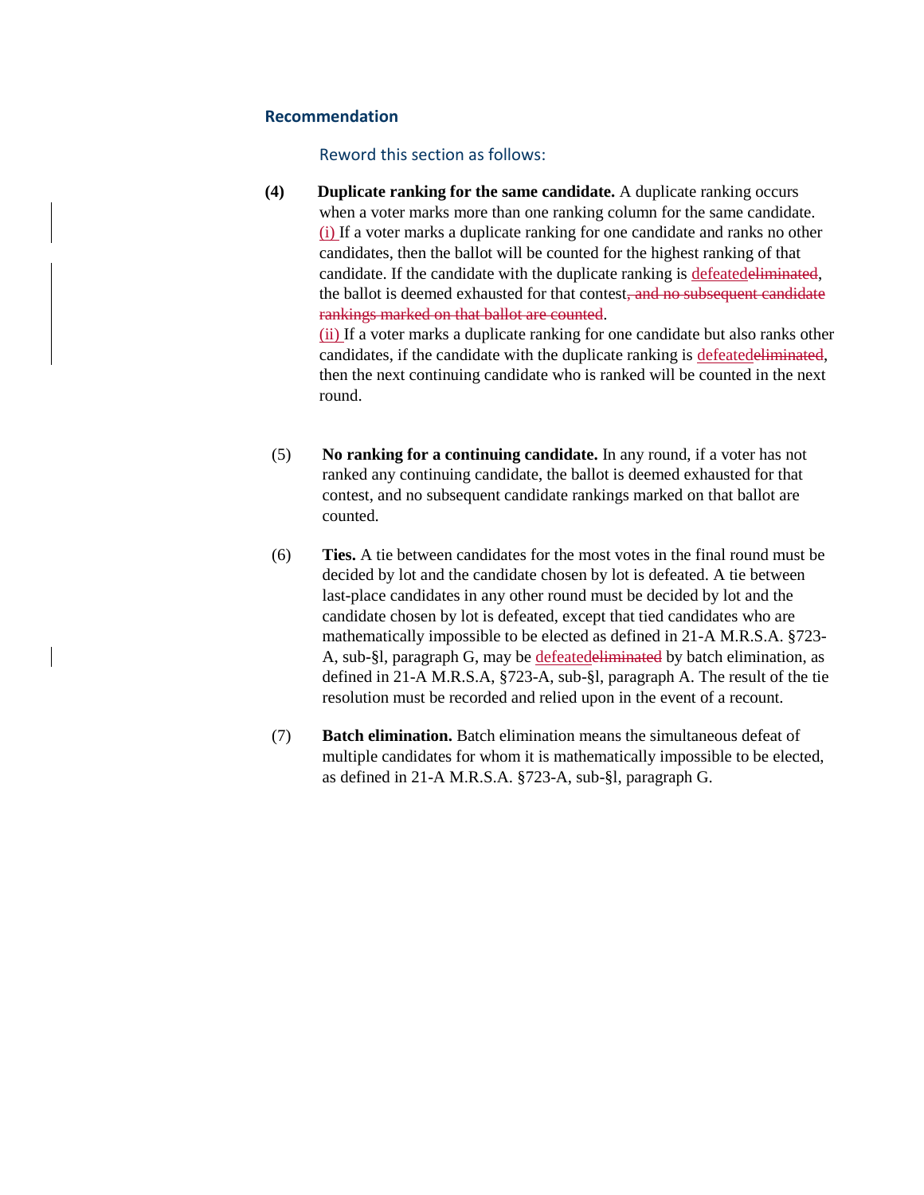### Recommendation

Reword this section as follows:

**(4) Duplicate ranking for the same candidate.** A duplicate ranking occurs when a voter marks more than one ranking column for the same candidate. (i) If a voter marks a duplicate ranking for one candidate and ranks no other candidates, then the ballot will be counted for the highest ranking of that candidate. If the candidate with the duplicate ranking is defeated~~eliminated~~, the ballot is deemed exhausted for that contest~~, and no subsequent candidate rankings marked on that ballot are counted~~.
(ii) If a voter marks a duplicate ranking for one candidate but also ranks other candidates, if the candidate with the duplicate ranking is defeated~~eliminated~~, then the next continuing candidate who is ranked will be counted in the next round.

(5) **No ranking for a continuing candidate.** In any round, if a voter has not ranked any continuing candidate, the ballot is deemed exhausted for that contest, and no subsequent candidate rankings marked on that ballot are counted.

(6) **Ties.** A tie between candidates for the most votes in the final round must be decided by lot and the candidate chosen by lot is defeated. A tie between last-place candidates in any other round must be decided by lot and the candidate chosen by lot is defeated, except that tied candidates who are mathematically impossible to be elected as defined in 21-A M.R.S.A. §723-A, sub-§l, paragraph G, may be defeated~~eliminated~~ by batch elimination, as defined in 21-A M.R.S.A, §723-A, sub-§l, paragraph A. The result of the tie resolution must be recorded and relied upon in the event of a recount.

(7) **Batch elimination.** Batch elimination means the simultaneous defeat of multiple candidates for whom it is mathematically impossible to be elected, as defined in 21-A M.R.S.A. §723-A, sub-§l, paragraph G.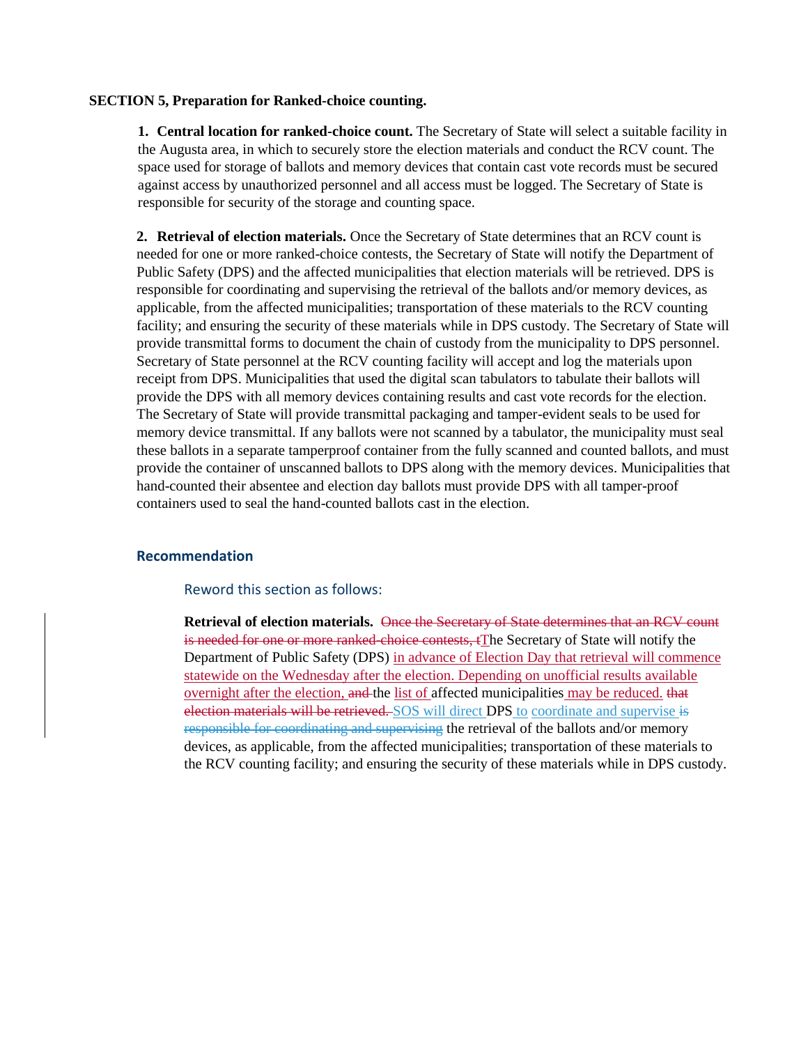**SECTION 5, Preparation for Ranked-choice counting.**

**1. Central location for ranked-choice count.** The Secretary of State will select a suitable facility in the Augusta area, in which to securely store the election materials and conduct the RCV count. The space used for storage of ballots and memory devices that contain cast vote records must be secured against access by unauthorized personnel and all access must be logged. The Secretary of State is responsible for security of the storage and counting space.

**2. Retrieval of election materials.** Once the Secretary of State determines that an RCV count is needed for one or more ranked-choice contests, the Secretary of State will notify the Department of Public Safety (DPS) and the affected municipalities that election materials will be retrieved. DPS is responsible for coordinating and supervising the retrieval of the ballots and/or memory devices, as applicable, from the affected municipalities; transportation of these materials to the RCV counting facility; and ensuring the security of these materials while in DPS custody. The Secretary of State will provide transmittal forms to document the chain of custody from the municipality to DPS personnel. Secretary of State personnel at the RCV counting facility will accept and log the materials upon receipt from DPS. Municipalities that used the digital scan tabulators to tabulate their ballots will provide the DPS with all memory devices containing results and cast vote records for the election. The Secretary of State will provide transmittal packaging and tamper-evident seals to be used for memory device transmittal. If any ballots were not scanned by a tabulator, the municipality must seal these ballots in a separate tamperproof container from the fully scanned and counted ballots, and must provide the container of unscanned ballots to DPS along with the memory devices. Municipalities that hand-counted their absentee and election day ballots must provide DPS with all tamper-proof containers used to seal the hand-counted ballots cast in the election.

### Recommendation

Reword this section as follows:

**Retrieval of election materials.** ~~Once the Secretary of State determines that an RCV count is needed for one or more ranked-choice contests, t~~The Secretary of State will notify the Department of Public Safety (DPS) in advance of Election Day that retrieval will commence statewide on the Wednesday after the election. Depending on unofficial results available overnight after the election, ~~and~~ the list of affected municipalities may be reduced. ~~that election materials will be retrieved.~~ SOS will direct DPS to coordinate and supervise ~~is responsible for coordinating and supervising~~ the retrieval of the ballots and/or memory devices, as applicable, from the affected municipalities; transportation of these materials to the RCV counting facility; and ensuring the security of these materials while in DPS custody.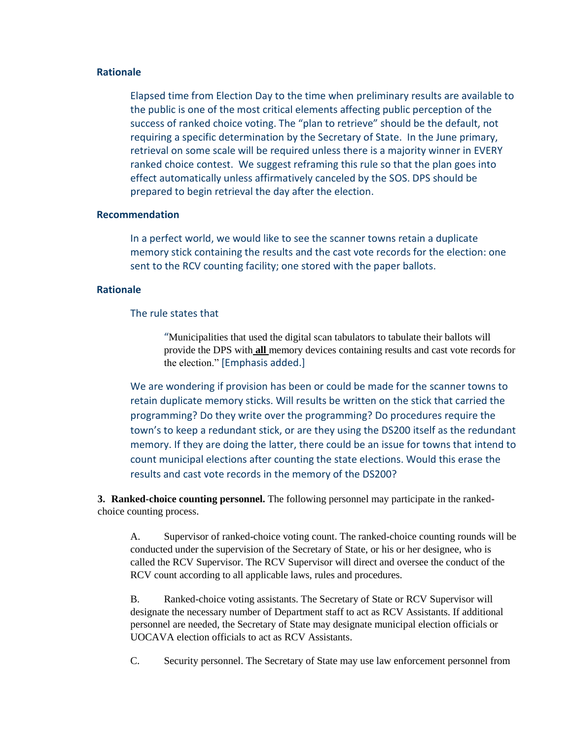**Rationale**

Elapsed time from Election Day to the time when preliminary results are available to the public is one of the most critical elements affecting public perception of the success of ranked choice voting. The "plan to retrieve" should be the default, not requiring a specific determination by the Secretary of State. In the June primary, retrieval on some scale will be required unless there is a majority winner in EVERY ranked choice contest. We suggest reframing this rule so that the plan goes into effect automatically unless affirmatively canceled by the SOS. DPS should be prepared to begin retrieval the day after the election.

**Recommendation**

In a perfect world, we would like to see the scanner towns retain a duplicate memory stick containing the results and the cast vote records for the election: one sent to the RCV counting facility; one stored with the paper ballots.

**Rationale**

The rule states that

> "Municipalities that used the digital scan tabulators to tabulate their ballots will provide the DPS with **all** memory devices containing results and cast vote records for the election." [Emphasis added.]

We are wondering if provision has been or could be made for the scanner towns to retain duplicate memory sticks. Will results be written on the stick that carried the programming? Do they write over the programming? Do procedures require the town's to keep a redundant stick, or are they using the DS200 itself as the redundant memory. If they are doing the latter, there could be an issue for towns that intend to count municipal elections after counting the state elections. Would this erase the results and cast vote records in the memory of the DS200?

**3. Ranked-choice counting personnel.** The following personnel may participate in the ranked-choice counting process.

A. Supervisor of ranked-choice voting count. The ranked-choice counting rounds will be conducted under the supervision of the Secretary of State, or his or her designee, who is called the RCV Supervisor. The RCV Supervisor will direct and oversee the conduct of the RCV count according to all applicable laws, rules and procedures.

B. Ranked-choice voting assistants. The Secretary of State or RCV Supervisor will designate the necessary number of Department staff to act as RCV Assistants. If additional personnel are needed, the Secretary of State may designate municipal election officials or UOCAVA election officials to act as RCV Assistants.

C. Security personnel. The Secretary of State may use law enforcement personnel from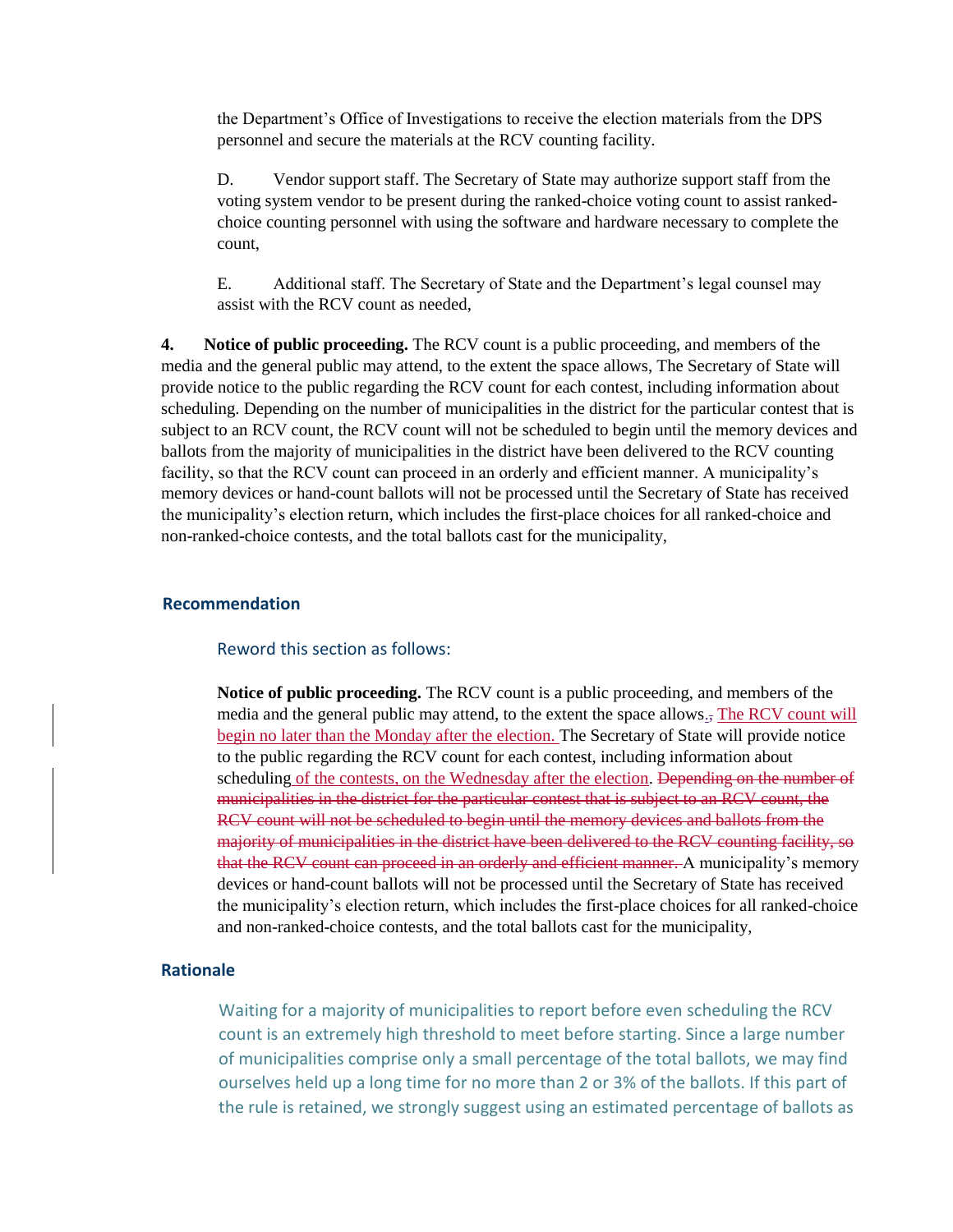the Department's Office of Investigations to receive the election materials from the DPS personnel and secure the materials at the RCV counting facility.

D. Vendor support staff. The Secretary of State may authorize support staff from the voting system vendor to be present during the ranked-choice voting count to assist ranked-choice counting personnel with using the software and hardware necessary to complete the count,

E. Additional staff. The Secretary of State and the Department's legal counsel may assist with the RCV count as needed,

**4. Notice of public proceeding.** The RCV count is a public proceeding, and members of the media and the general public may attend, to the extent the space allows, The Secretary of State will provide notice to the public regarding the RCV count for each contest, including information about scheduling. Depending on the number of municipalities in the district for the particular contest that is subject to an RCV count, the RCV count will not be scheduled to begin until the memory devices and ballots from the majority of municipalities in the district have been delivered to the RCV counting facility, so that the RCV count can proceed in an orderly and efficient manner. A municipality's memory devices or hand-count ballots will not be processed until the Secretary of State has received the municipality's election return, which includes the first-place choices for all ranked-choice and non-ranked-choice contests, and the total ballots cast for the municipality,

## Recommendation

Reword this section as follows:

**Notice of public proceeding.** The RCV count is a public proceeding, and members of the media and the general public may attend, to the extent the space allows.~~,~~ <u>The RCV count will begin no later than the Monday after the election.</u> The Secretary of State will provide notice to the public regarding the RCV count for each contest, including information about scheduling<u> of the contests, on the Wednesday after the election</u>. ~~Depending on the number of municipalities in the district for the particular contest that is subject to an RCV count, the RCV count will not be scheduled to begin until the memory devices and ballots from the majority of municipalities in the district have been delivered to the RCV counting facility, so that the RCV count can proceed in an orderly and efficient manner.~~ A municipality's memory devices or hand-count ballots will not be processed until the Secretary of State has received the municipality's election return, which includes the first-place choices for all ranked-choice and non-ranked-choice contests, and the total ballots cast for the municipality,

## Rationale

Waiting for a majority of municipalities to report before even scheduling the RCV count is an extremely high threshold to meet before starting. Since a large number of municipalities comprise only a small percentage of the total ballots, we may find ourselves held up a long time for no more than 2 or 3% of the ballots. If this part of the rule is retained, we strongly suggest using an estimated percentage of ballots as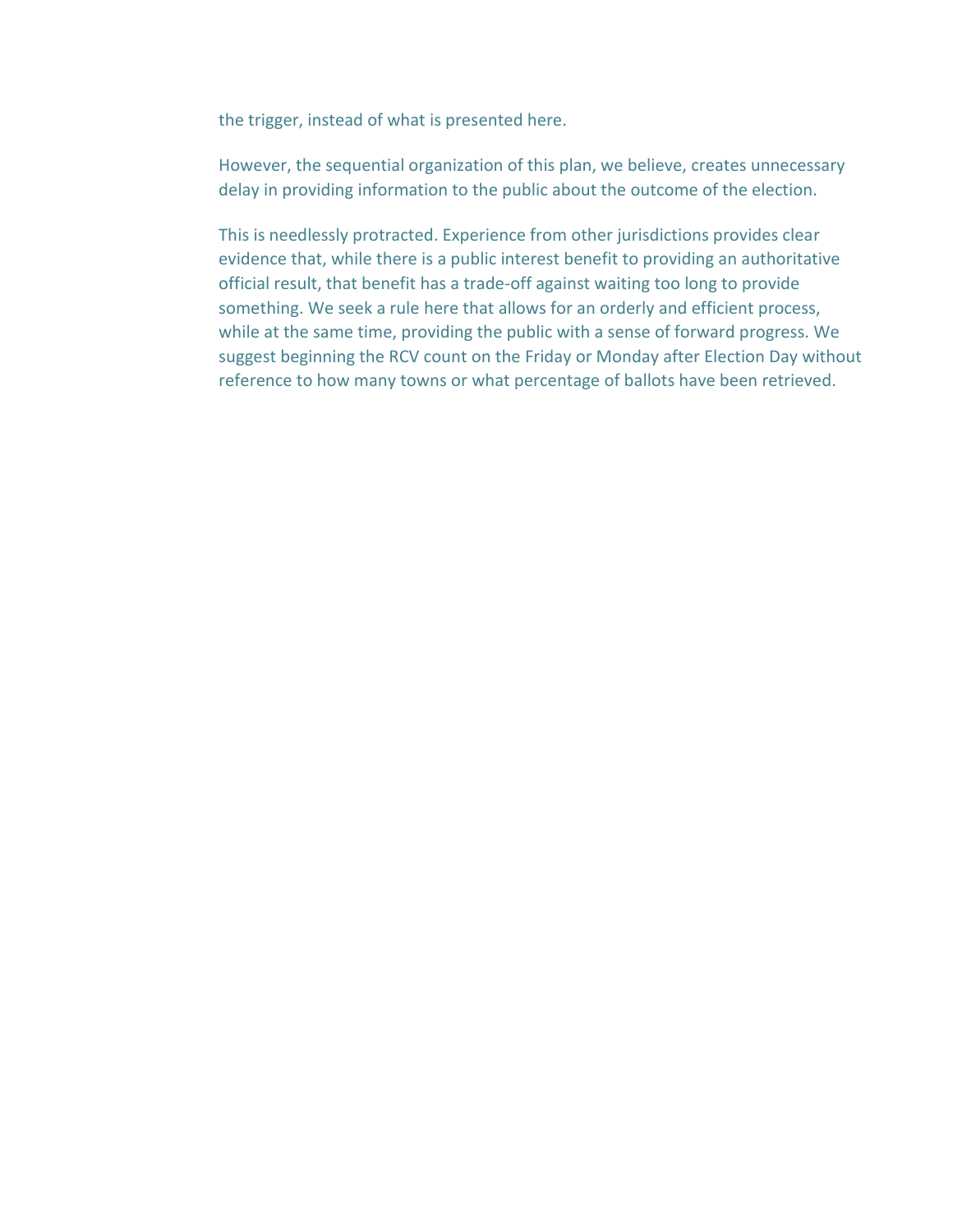the trigger, instead of what is presented here.

However, the sequential organization of this plan, we believe, creates unnecessary delay in providing information to the public about the outcome of the election.

This is needlessly protracted. Experience from other jurisdictions provides clear evidence that, while there is a public interest benefit to providing an authoritative official result, that benefit has a trade-off against waiting too long to provide something. We seek a rule here that allows for an orderly and efficient process, while at the same time, providing the public with a sense of forward progress. We suggest beginning the RCV count on the Friday or Monday after Election Day without reference to how many towns or what percentage of ballots have been retrieved.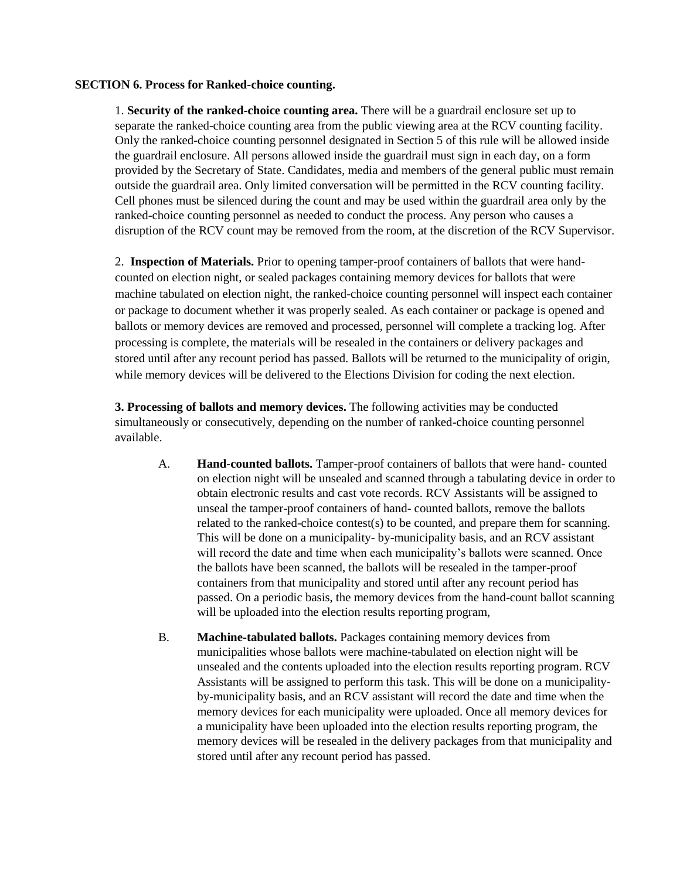**SECTION 6. Process for Ranked-choice counting.**

1. **Security of the ranked-choice counting area.** There will be a guardrail enclosure set up to separate the ranked-choice counting area from the public viewing area at the RCV counting facility. Only the ranked-choice counting personnel designated in Section 5 of this rule will be allowed inside the guardrail enclosure. All persons allowed inside the guardrail must sign in each day, on a form provided by the Secretary of State. Candidates, media and members of the general public must remain outside the guardrail area. Only limited conversation will be permitted in the RCV counting facility. Cell phones must be silenced during the count and may be used within the guardrail area only by the ranked-choice counting personnel as needed to conduct the process. Any person who causes a disruption of the RCV count may be removed from the room, at the discretion of the RCV Supervisor.

2. **Inspection of Materials.** Prior to opening tamper-proof containers of ballots that were hand-counted on election night, or sealed packages containing memory devices for ballots that were machine tabulated on election night, the ranked-choice counting personnel will inspect each container or package to document whether it was properly sealed. As each container or package is opened and ballots or memory devices are removed and processed, personnel will complete a tracking log. After processing is complete, the materials will be resealed in the containers or delivery packages and stored until after any recount period has passed. Ballots will be returned to the municipality of origin, while memory devices will be delivered to the Elections Division for coding the next election.

**3. Processing of ballots and memory devices.** The following activities may be conducted simultaneously or consecutively, depending on the number of ranked-choice counting personnel available.

A. **Hand-counted ballots.** Tamper-proof containers of ballots that were hand- counted on election night will be unsealed and scanned through a tabulating device in order to obtain electronic results and cast vote records. RCV Assistants will be assigned to unseal the tamper-proof containers of hand- counted ballots, remove the ballots related to the ranked-choice contest(s) to be counted, and prepare them for scanning. This will be done on a municipality- by-municipality basis, and an RCV assistant will record the date and time when each municipality's ballots were scanned. Once the ballots have been scanned, the ballots will be resealed in the tamper-proof containers from that municipality and stored until after any recount period has passed. On a periodic basis, the memory devices from the hand-count ballot scanning will be uploaded into the election results reporting program,

B. **Machine-tabulated ballots.** Packages containing memory devices from municipalities whose ballots were machine-tabulated on election night will be unsealed and the contents uploaded into the election results reporting program. RCV Assistants will be assigned to perform this task. This will be done on a municipality-by-municipality basis, and an RCV assistant will record the date and time when the memory devices for each municipality were uploaded. Once all memory devices for a municipality have been uploaded into the election results reporting program, the memory devices will be resealed in the delivery packages from that municipality and stored until after any recount period has passed.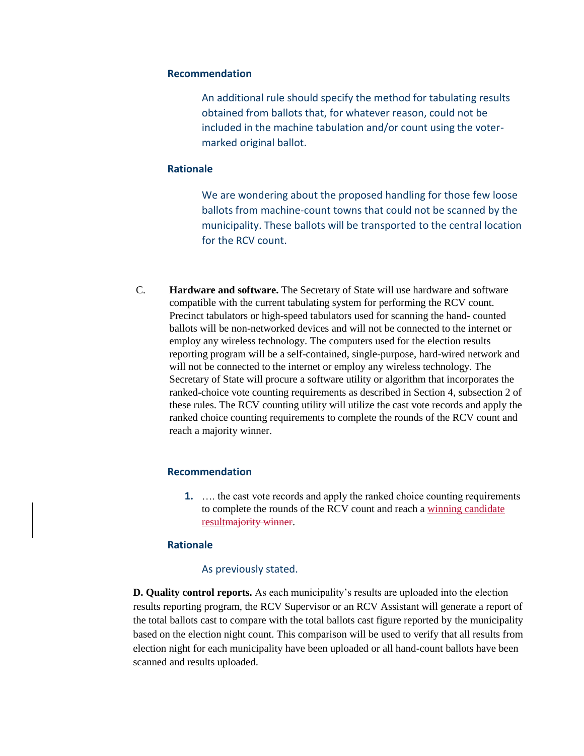### Recommendation

An additional rule should specify the method for tabulating results obtained from ballots that, for whatever reason, could not be included in the machine tabulation and/or count using the voter-marked original ballot.

### Rationale

We are wondering about the proposed handling for those few loose ballots from machine-count towns that could not be scanned by the municipality. These ballots will be transported to the central location for the RCV count.

C. **Hardware and software.** The Secretary of State will use hardware and software compatible with the current tabulating system for performing the RCV count. Precinct tabulators or high-speed tabulators used for scanning the hand- counted ballots will be non-networked devices and will not be connected to the internet or employ any wireless technology. The computers used for the election results reporting program will be a self-contained, single-purpose, hard-wired network and will not be connected to the internet or employ any wireless technology. The Secretary of State will procure a software utility or algorithm that incorporates the ranked-choice vote counting requirements as described in Section 4, subsection 2 of these rules. The RCV counting utility will utilize the cast vote records and apply the ranked choice counting requirements to complete the rounds of the RCV count and reach a majority winner.

### Recommendation

1. …. the cast vote records and apply the ranked choice counting requirements to complete the rounds of the RCV count and reach a <u>winning candidate result</u>~~majority winner~~.

### Rationale

As previously stated.

**D. Quality control reports.** As each municipality's results are uploaded into the election results reporting program, the RCV Supervisor or an RCV Assistant will generate a report of the total ballots cast to compare with the total ballots cast figure reported by the municipality based on the election night count. This comparison will be used to verify that all results from election night for each municipality have been uploaded or all hand-count ballots have been scanned and results uploaded.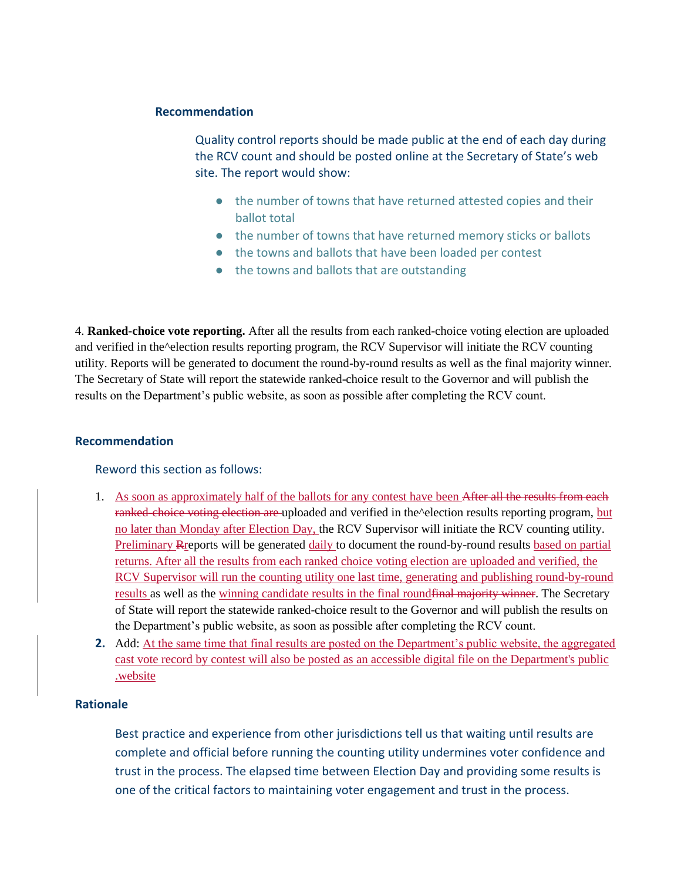#### Recommendation

Quality control reports should be made public at the end of each day during the RCV count and should be posted online at the Secretary of State's web site. The report would show:

- the number of towns that have returned attested copies and their ballot total
- the number of towns that have returned memory sticks or ballots
- the towns and ballots that have been loaded per contest
- the towns and ballots that are outstanding

4. **Ranked-choice vote reporting.** After all the results from each ranked-choice voting election are uploaded and verified in the^election results reporting program, the RCV Supervisor will initiate the RCV counting utility. Reports will be generated to document the round-by-round results as well as the final majority winner. The Secretary of State will report the statewide ranked-choice result to the Governor and will publish the results on the Department's public website, as soon as possible after completing the RCV count.

#### Recommendation

Reword this section as follows:

1. As soon as approximately half of the ballots for any contest have been ~~After all the results from each ranked-choice voting election are~~ uploaded and verified in the^election results reporting program, but no later than Monday after Election Day, the RCV Supervisor will initiate the RCV counting utility. Preliminary ~~R~~reports will be generated daily to document the round-by-round results based on partial returns. After all the results from each ranked choice voting election are uploaded and verified, the RCV Supervisor will run the counting utility one last time, generating and publishing round-by-round results as well as the winning candidate results in the final round~~final majority winner~~. The Secretary of State will report the statewide ranked-choice result to the Governor and will publish the results on the Department's public website, as soon as possible after completing the RCV count.
2. Add: At the same time that final results are posted on the Department's public website, the aggregated cast vote record by contest will also be posted as an accessible digital file on the Department's public .website

#### Rationale

Best practice and experience from other jurisdictions tell us that waiting until results are complete and official before running the counting utility undermines voter confidence and trust in the process. The elapsed time between Election Day and providing some results is one of the critical factors to maintaining voter engagement and trust in the process.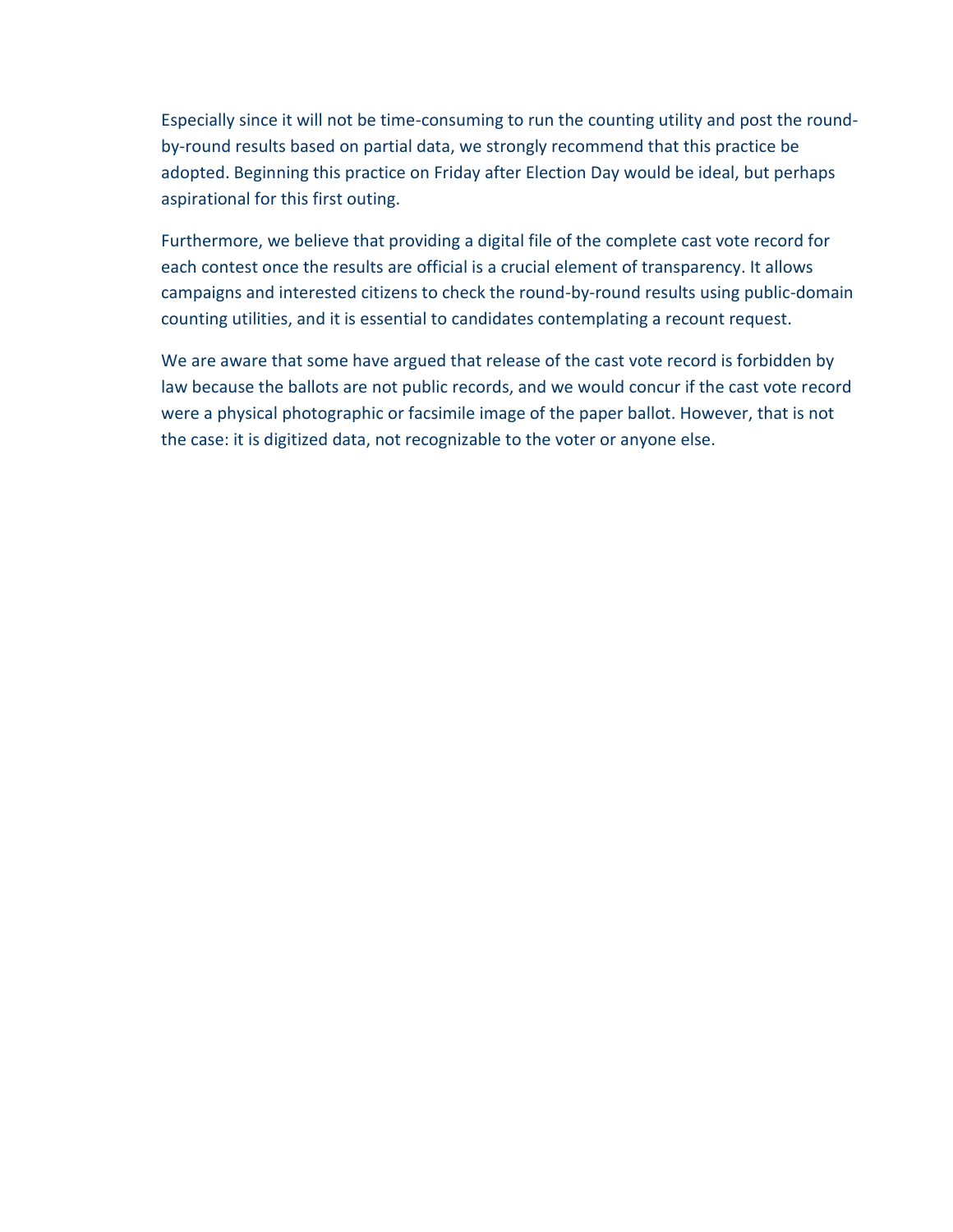Especially since it will not be time-consuming to run the counting utility and post the round-by-round results based on partial data, we strongly recommend that this practice be adopted. Beginning this practice on Friday after Election Day would be ideal, but perhaps aspirational for this first outing.

Furthermore, we believe that providing a digital file of the complete cast vote record for each contest once the results are official is a crucial element of transparency. It allows campaigns and interested citizens to check the round-by-round results using public-domain counting utilities, and it is essential to candidates contemplating a recount request.

We are aware that some have argued that release of the cast vote record is forbidden by law because the ballots are not public records, and we would concur if the cast vote record were a physical photographic or facsimile image of the paper ballot. However, that is not the case: it is digitized data, not recognizable to the voter or anyone else.